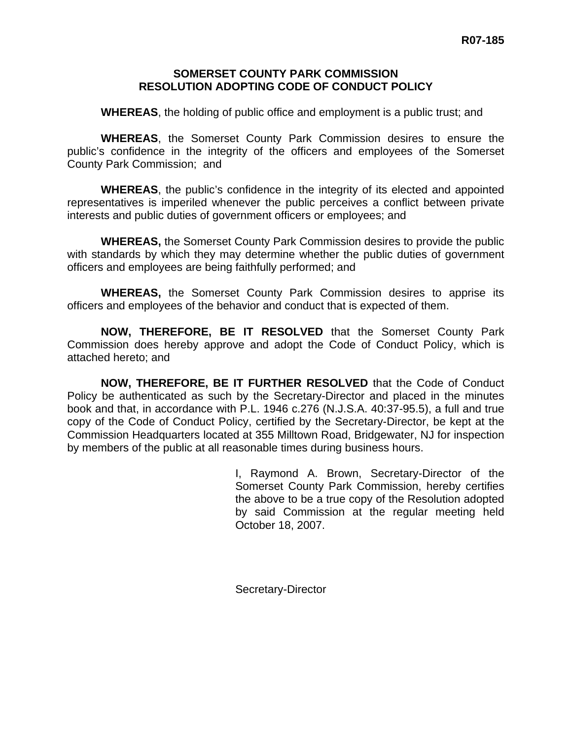R07-185

# SOMERSET COUNTY PARK COMMISSION
## RESOLUTION ADOPTING CODE OF CONDUCT POLICY

**WHEREAS**, the holding of public office and employment is a public trust; and

**WHEREAS**, the Somerset County Park Commission desires to ensure the public's confidence in the integrity of the officers and employees of the Somerset County Park Commission; and

**WHEREAS**, the public's confidence in the integrity of its elected and appointed representatives is imperiled whenever the public perceives a conflict between private interests and public duties of government officers or employees; and

**WHEREAS,** the Somerset County Park Commission desires to provide the public with standards by which they may determine whether the public duties of government officers and employees are being faithfully performed; and

**WHEREAS,** the Somerset County Park Commission desires to apprise its officers and employees of the behavior and conduct that is expected of them.

**NOW, THEREFORE, BE IT RESOLVED** that the Somerset County Park Commission does hereby approve and adopt the Code of Conduct Policy, which is attached hereto; and

**NOW, THEREFORE, BE IT FURTHER RESOLVED** that the Code of Conduct Policy be authenticated as such by the Secretary-Director and placed in the minutes book and that, in accordance with P.L. 1946 c.276 (N.J.S.A. 40:37-95.5), a full and true copy of the Code of Conduct Policy, certified by the Secretary-Director, be kept at the Commission Headquarters located at 355 Milltown Road, Bridgewater, NJ for inspection by members of the public at all reasonable times during business hours.

I, Raymond A. Brown, Secretary-Director of the Somerset County Park Commission, hereby certifies the above to be a true copy of the Resolution adopted by said Commission at the regular meeting held October 18, 2007.

Secretary-Director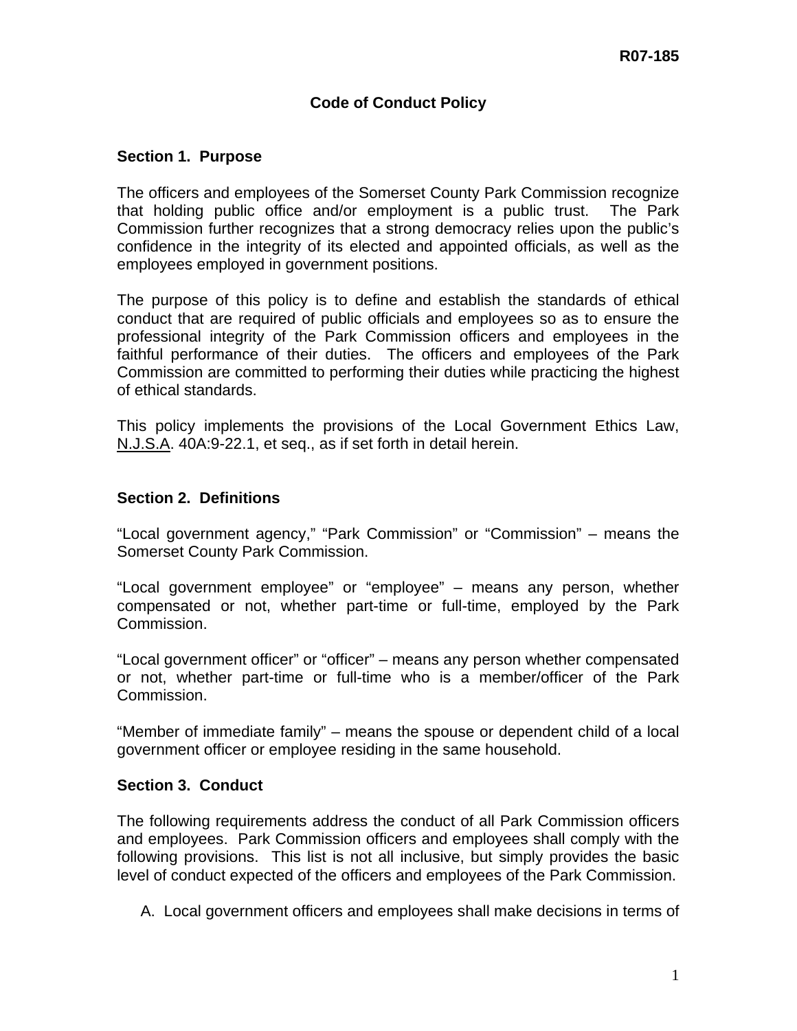R07-185

# Code of Conduct Policy

## Section 1. Purpose

The officers and employees of the Somerset County Park Commission recognize that holding public office and/or employment is a public trust. The Park Commission further recognizes that a strong democracy relies upon the public's confidence in the integrity of its elected and appointed officials, as well as the employees employed in government positions.

The purpose of this policy is to define and establish the standards of ethical conduct that are required of public officials and employees so as to ensure the professional integrity of the Park Commission officers and employees in the faithful performance of their duties. The officers and employees of the Park Commission are committed to performing their duties while practicing the highest of ethical standards.

This policy implements the provisions of the Local Government Ethics Law, N.J.S.A. 40A:9-22.1, et seq., as if set forth in detail herein.

## Section 2. Definitions

"Local government agency," "Park Commission" or "Commission" – means the Somerset County Park Commission.

"Local government employee" or "employee" – means any person, whether compensated or not, whether part-time or full-time, employed by the Park Commission.

"Local government officer" or "officer" – means any person whether compensated or not, whether part-time or full-time who is a member/officer of the Park Commission.

"Member of immediate family" – means the spouse or dependent child of a local government officer or employee residing in the same household.

## Section 3. Conduct

The following requirements address the conduct of all Park Commission officers and employees. Park Commission officers and employees shall comply with the following provisions. This list is not all inclusive, but simply provides the basic level of conduct expected of the officers and employees of the Park Commission.

A. Local government officers and employees shall make decisions in terms of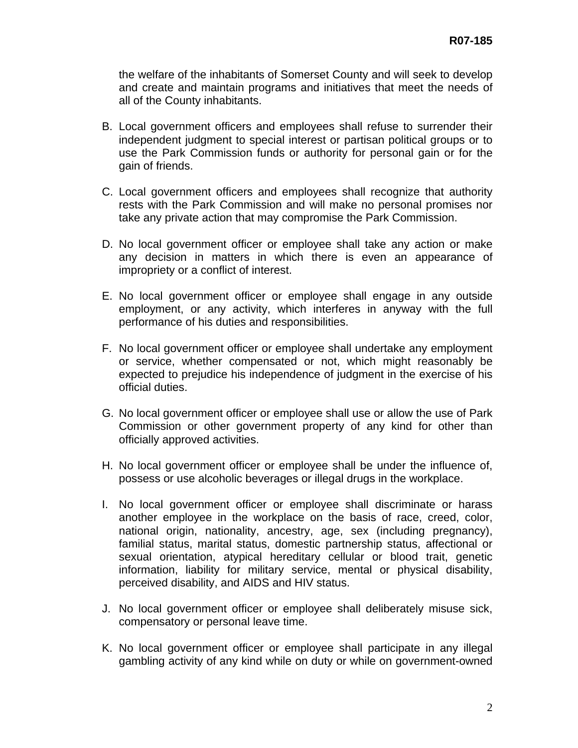the welfare of the inhabitants of Somerset County and will seek to develop and create and maintain programs and initiatives that meet the needs of all of the County inhabitants.

B. Local government officers and employees shall refuse to surrender their independent judgment to special interest or partisan political groups or to use the Park Commission funds or authority for personal gain or for the gain of friends.

C. Local government officers and employees shall recognize that authority rests with the Park Commission and will make no personal promises nor take any private action that may compromise the Park Commission.

D. No local government officer or employee shall take any action or make any decision in matters in which there is even an appearance of impropriety or a conflict of interest.

E. No local government officer or employee shall engage in any outside employment, or any activity, which interferes in anyway with the full performance of his duties and responsibilities.

F. No local government officer or employee shall undertake any employment or service, whether compensated or not, which might reasonably be expected to prejudice his independence of judgment in the exercise of his official duties.

G. No local government officer or employee shall use or allow the use of Park Commission or other government property of any kind for other than officially approved activities.

H. No local government officer or employee shall be under the influence of, possess or use alcoholic beverages or illegal drugs in the workplace.

I. No local government officer or employee shall discriminate or harass another employee in the workplace on the basis of race, creed, color, national origin, nationality, ancestry, age, sex (including pregnancy), familial status, marital status, domestic partnership status, affectional or sexual orientation, atypical hereditary cellular or blood trait, genetic information, liability for military service, mental or physical disability, perceived disability, and AIDS and HIV status.

J. No local government officer or employee shall deliberately misuse sick, compensatory or personal leave time.

K. No local government officer or employee shall participate in any illegal gambling activity of any kind while on duty or while on government-owned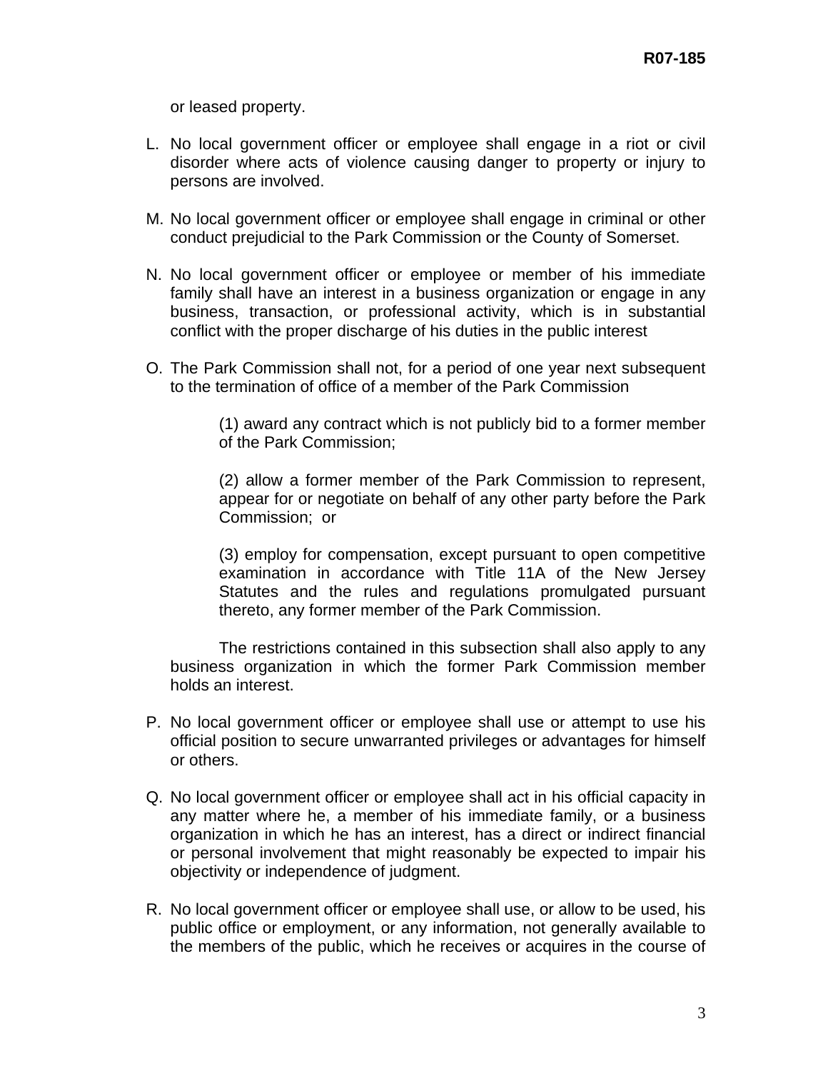or leased property.

L. No local government officer or employee shall engage in a riot or civil disorder where acts of violence causing danger to property or injury to persons are involved.

M. No local government officer or employee shall engage in criminal or other conduct prejudicial to the Park Commission or the County of Somerset.

N. No local government officer or employee or member of his immediate family shall have an interest in a business organization or engage in any business, transaction, or professional activity, which is in substantial conflict with the proper discharge of his duties in the public interest

O. The Park Commission shall not, for a period of one year next subsequent to the termination of office of a member of the Park Commission

   (1) award any contract which is not publicly bid to a former member of the Park Commission;

   (2) allow a former member of the Park Commission to represent, appear for or negotiate on behalf of any other party before the Park Commission; or

   (3) employ for compensation, except pursuant to open competitive examination in accordance with Title 11A of the New Jersey Statutes and the rules and regulations promulgated pursuant thereto, any former member of the Park Commission.

   The restrictions contained in this subsection shall also apply to any business organization in which the former Park Commission member holds an interest.

P. No local government officer or employee shall use or attempt to use his official position to secure unwarranted privileges or advantages for himself or others.

Q. No local government officer or employee shall act in his official capacity in any matter where he, a member of his immediate family, or a business organization in which he has an interest, has a direct or indirect financial or personal involvement that might reasonably be expected to impair his objectivity or independence of judgment.

R. No local government officer or employee shall use, or allow to be used, his public office or employment, or any information, not generally available to the members of the public, which he receives or acquires in the course of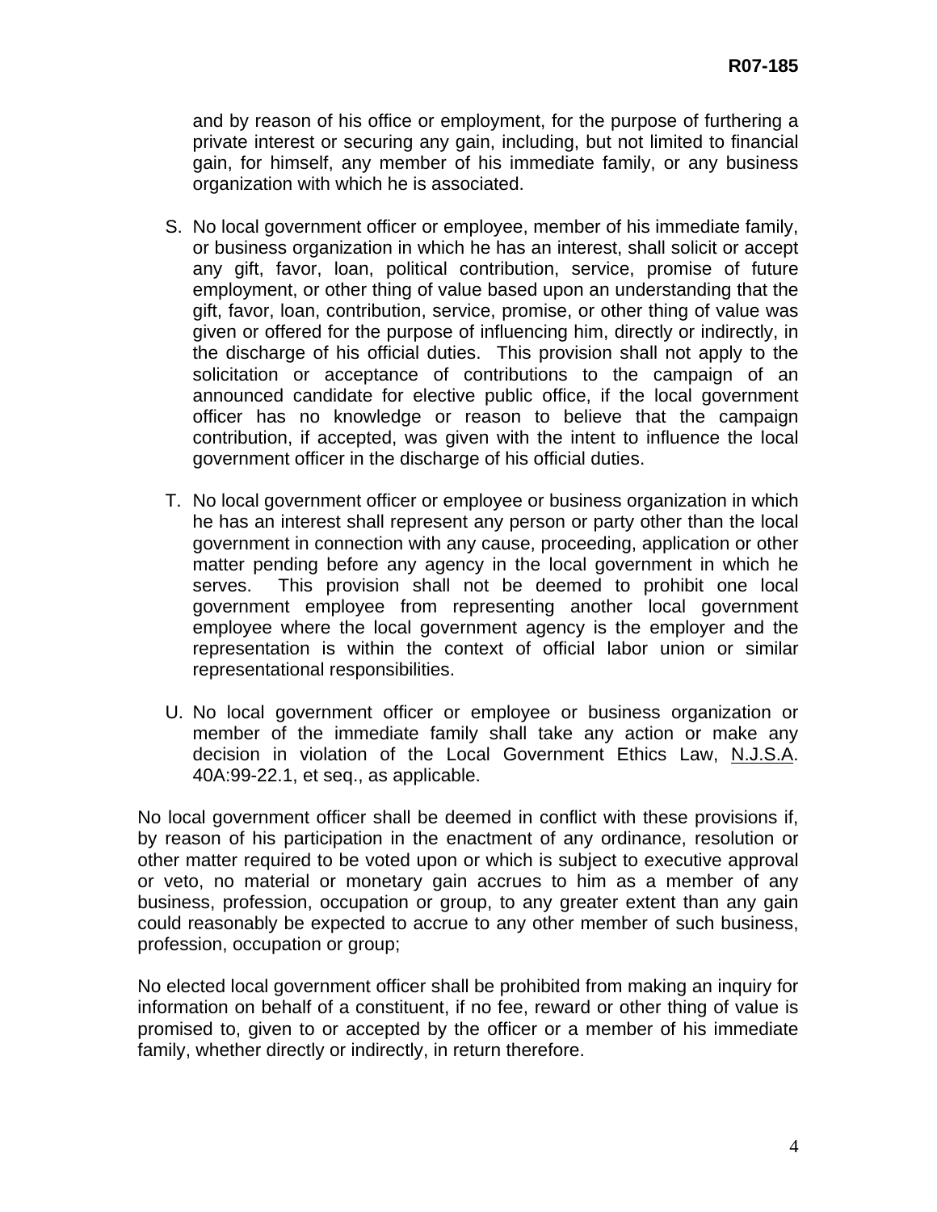and by reason of his office or employment, for the purpose of furthering a private interest or securing any gain, including, but not limited to financial gain, for himself, any member of his immediate family, or any business organization with which he is associated.

S. No local government officer or employee, member of his immediate family, or business organization in which he has an interest, shall solicit or accept any gift, favor, loan, political contribution, service, promise of future employment, or other thing of value based upon an understanding that the gift, favor, loan, contribution, service, promise, or other thing of value was given or offered for the purpose of influencing him, directly or indirectly, in the discharge of his official duties. This provision shall not apply to the solicitation or acceptance of contributions to the campaign of an announced candidate for elective public office, if the local government officer has no knowledge or reason to believe that the campaign contribution, if accepted, was given with the intent to influence the local government officer in the discharge of his official duties.

T. No local government officer or employee or business organization in which he has an interest shall represent any person or party other than the local government in connection with any cause, proceeding, application or other matter pending before any agency in the local government in which he serves. This provision shall not be deemed to prohibit one local government employee from representing another local government employee where the local government agency is the employer and the representation is within the context of official labor union or similar representational responsibilities.

U. No local government officer or employee or business organization or member of the immediate family shall take any action or make any decision in violation of the Local Government Ethics Law, N.J.S.A. 40A:99-22.1, et seq., as applicable.

No local government officer shall be deemed in conflict with these provisions if, by reason of his participation in the enactment of any ordinance, resolution or other matter required to be voted upon or which is subject to executive approval or veto, no material or monetary gain accrues to him as a member of any business, profession, occupation or group, to any greater extent than any gain could reasonably be expected to accrue to any other member of such business, profession, occupation or group;

No elected local government officer shall be prohibited from making an inquiry for information on behalf of a constituent, if no fee, reward or other thing of value is promised to, given to or accepted by the officer or a member of his immediate family, whether directly or indirectly, in return therefore.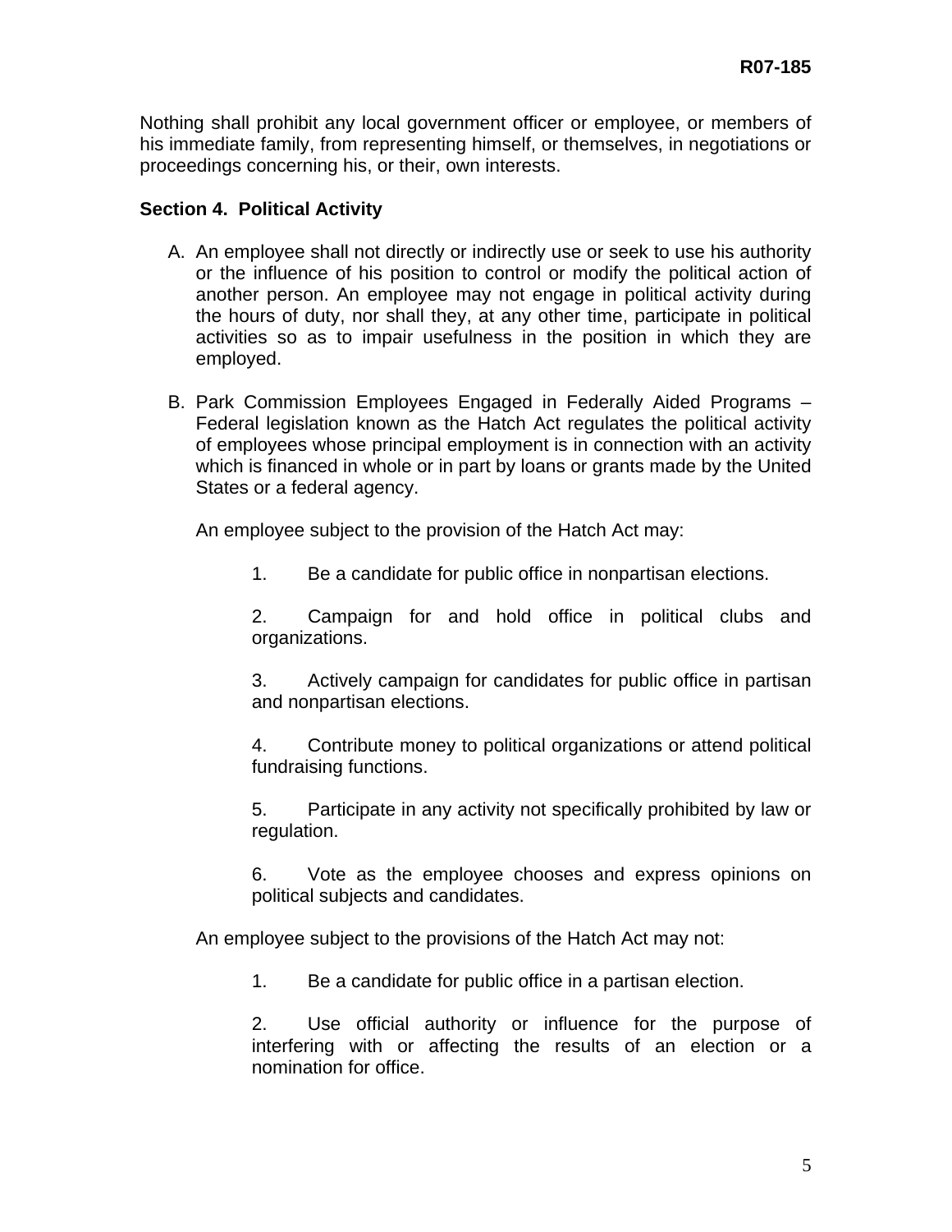Nothing shall prohibit any local government officer or employee, or members of his immediate family, from representing himself, or themselves, in negotiations or proceedings concerning his, or their, own interests.

**Section 4. Political Activity**

A. An employee shall not directly or indirectly use or seek to use his authority or the influence of his position to control or modify the political action of another person. An employee may not engage in political activity during the hours of duty, nor shall they, at any other time, participate in political activities so as to impair usefulness in the position in which they are employed.

B. Park Commission Employees Engaged in Federally Aided Programs – Federal legislation known as the Hatch Act regulates the political activity of employees whose principal employment is in connection with an activity which is financed in whole or in part by loans or grants made by the United States or a federal agency.

   An employee subject to the provision of the Hatch Act may:

   1. Be a candidate for public office in nonpartisan elections.

   2. Campaign for and hold office in political clubs and organizations.

   3. Actively campaign for candidates for public office in partisan and nonpartisan elections.

   4. Contribute money to political organizations or attend political fundraising functions.

   5. Participate in any activity not specifically prohibited by law or regulation.

   6. Vote as the employee chooses and express opinions on political subjects and candidates.

   An employee subject to the provisions of the Hatch Act may not:

   1. Be a candidate for public office in a partisan election.

   2. Use official authority or influence for the purpose of interfering with or affecting the results of an election or a nomination for office.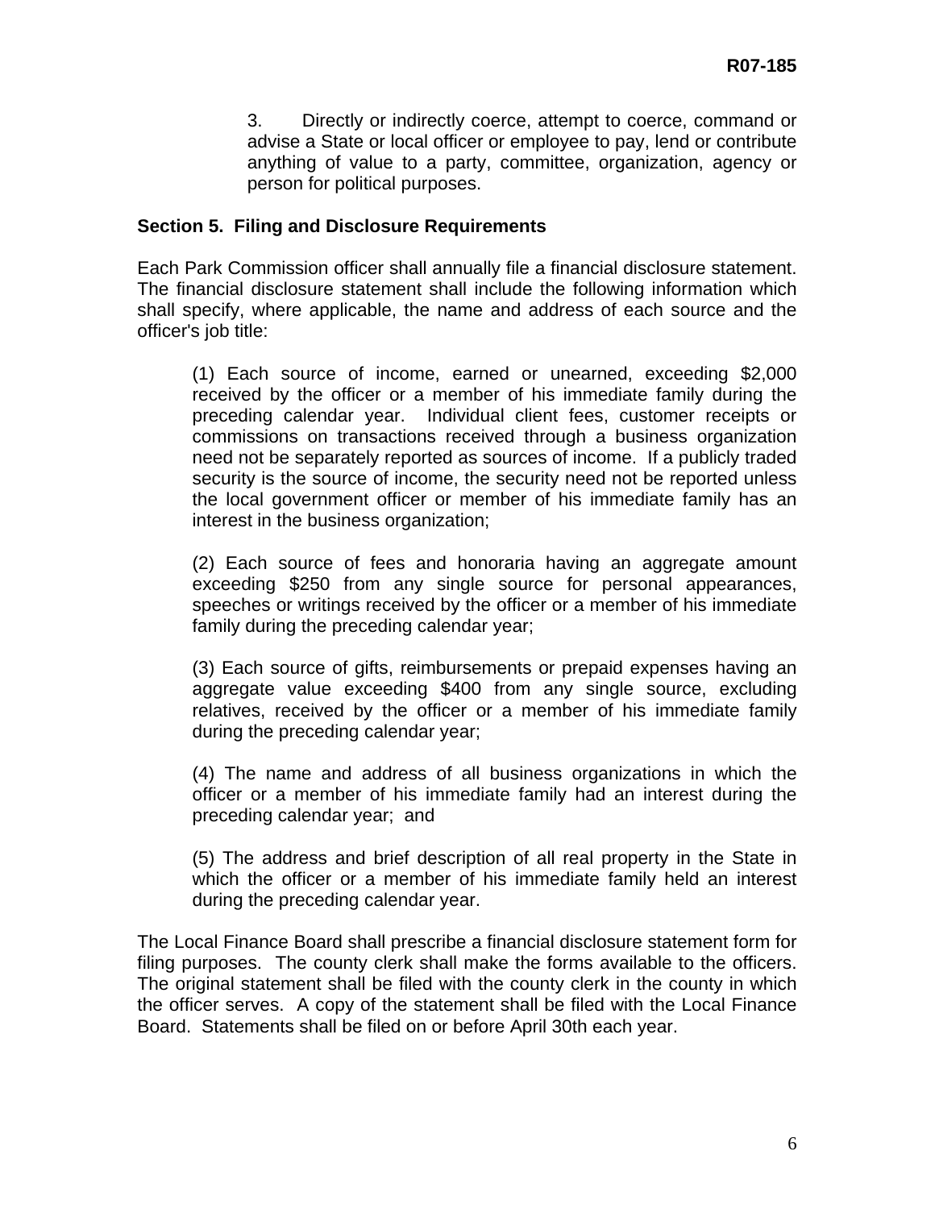3. Directly or indirectly coerce, attempt to coerce, command or advise a State or local officer or employee to pay, lend or contribute anything of value to a party, committee, organization, agency or person for political purposes.

**Section 5. Filing and Disclosure Requirements**

Each Park Commission officer shall annually file a financial disclosure statement. The financial disclosure statement shall include the following information which shall specify, where applicable, the name and address of each source and the officer's job title:

(1) Each source of income, earned or unearned, exceeding $2,000 received by the officer or a member of his immediate family during the preceding calendar year. Individual client fees, customer receipts or commissions on transactions received through a business organization need not be separately reported as sources of income. If a publicly traded security is the source of income, the security need not be reported unless the local government officer or member of his immediate family has an interest in the business organization;

(2) Each source of fees and honoraria having an aggregate amount exceeding $250 from any single source for personal appearances, speeches or writings received by the officer or a member of his immediate family during the preceding calendar year;

(3) Each source of gifts, reimbursements or prepaid expenses having an aggregate value exceeding $400 from any single source, excluding relatives, received by the officer or a member of his immediate family during the preceding calendar year;

(4) The name and address of all business organizations in which the officer or a member of his immediate family had an interest during the preceding calendar year; and

(5) The address and brief description of all real property in the State in which the officer or a member of his immediate family held an interest during the preceding calendar year.

The Local Finance Board shall prescribe a financial disclosure statement form for filing purposes. The county clerk shall make the forms available to the officers. The original statement shall be filed with the county clerk in the county in which the officer serves. A copy of the statement shall be filed with the Local Finance Board. Statements shall be filed on or before April 30th each year.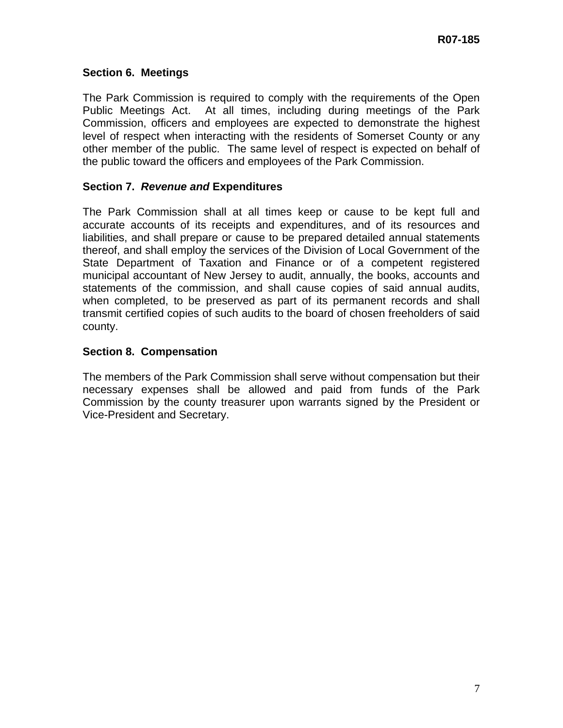**R07-185**

### Section 6. Meetings

The Park Commission is required to comply with the requirements of the Open Public Meetings Act. At all times, including during meetings of the Park Commission, officers and employees are expected to demonstrate the highest level of respect when interacting with the residents of Somerset County or any other member of the public. The same level of respect is expected on behalf of the public toward the officers and employees of the Park Commission.

### Section 7. *Revenue and* Expenditures

The Park Commission shall at all times keep or cause to be kept full and accurate accounts of its receipts and expenditures, and of its resources and liabilities, and shall prepare or cause to be prepared detailed annual statements thereof, and shall employ the services of the Division of Local Government of the State Department of Taxation and Finance or of a competent registered municipal accountant of New Jersey to audit, annually, the books, accounts and statements of the commission, and shall cause copies of said annual audits, when completed, to be preserved as part of its permanent records and shall transmit certified copies of such audits to the board of chosen freeholders of said county.

### Section 8. Compensation

The members of the Park Commission shall serve without compensation but their necessary expenses shall be allowed and paid from funds of the Park Commission by the county treasurer upon warrants signed by the President or Vice-President and Secretary.